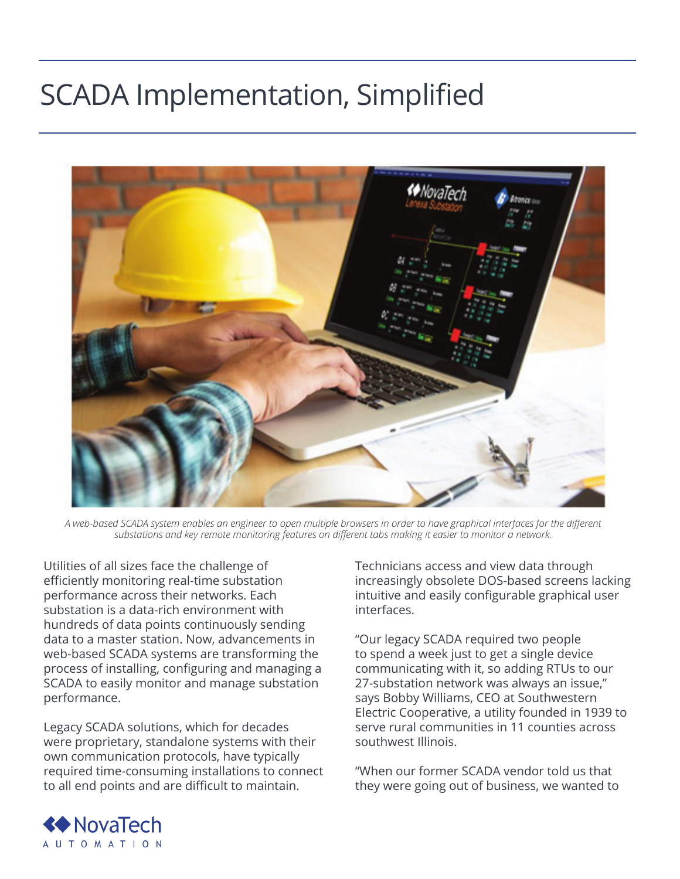# SCADA Implementation, Simplified

*A web-based SCADA system enables an engineer to open multiple browsers in order to have graphical interfaces for the different substations and key remote monitoring features on different tabs making it easier to monitor a network.*

Utilities of all sizes face the challenge of efficiently monitoring real-time substation performance across their networks. Each substation is a data-rich environment with hundreds of data points continuously sending data to a master station. Now, advancements in web-based SCADA systems are transforming the process of installing, configuring and managing a SCADA to easily monitor and manage substation performance.

Legacy SCADA solutions, which for decades were proprietary, standalone systems with their own communication protocols, have typically required time-consuming installations to connect to all end points and are difficult to maintain. Technicians access and view data through increasingly obsolete DOS-based screens lacking intuitive and easily configurable graphical user interfaces.

"Our legacy SCADA required two people to spend a week just to get a single device communicating with it, so adding RTUs to our 27-substation network was always an issue," says Bobby Williams, CEO at Southwestern Electric Cooperative, a utility founded in 1939 to serve rural communities in 11 counties across southwest Illinois.

"When our former SCADA vendor told us that they were going out of business, we wanted to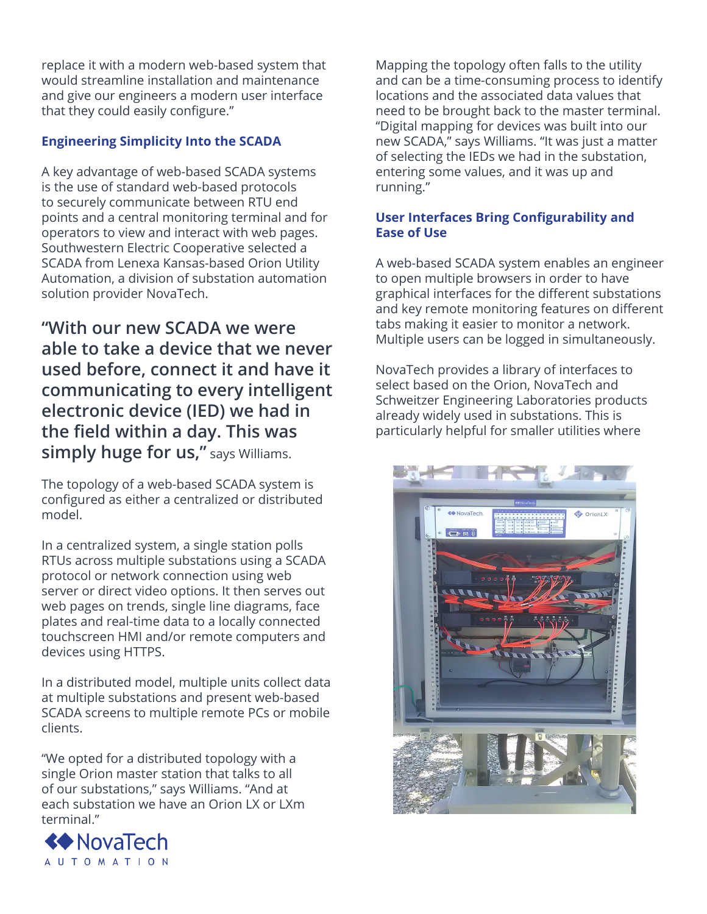replace it with a modern web-based system that would streamline installation and maintenance and give our engineers a modern user interface that they could easily configure."

### Engineering Simplicity Into the SCADA

A key advantage of web-based SCADA systems is the use of standard web-based protocols to securely communicate between RTU end points and a central monitoring terminal and for operators to view and interact with web pages. Southwestern Electric Cooperative selected a SCADA from Lenexa Kansas-based Orion Utility Automation, a division of substation automation solution provider NovaTech.

**"With our new SCADA we were able to take a device that we never used before, connect it and have it communicating to every intelligent electronic device (IED) we had in the field within a day. This was simply huge for us,"** says Williams.

The topology of a web-based SCADA system is configured as either a centralized or distributed model.

In a centralized system, a single station polls RTUs across multiple substations using a SCADA protocol or network connection using web server or direct video options. It then serves out web pages on trends, single line diagrams, face plates and real-time data to a locally connected touchscreen HMI and/or remote computers and devices using HTTPS.

In a distributed model, multiple units collect data at multiple substations and present web-based SCADA screens to multiple remote PCs or mobile clients.

"We opted for a distributed topology with a single Orion master station that talks to all of our substations," says Williams. "And at each substation we have an Orion LX or LXm terminal."

Mapping the topology often falls to the utility and can be a time-consuming process to identify locations and the associated data values that need to be brought back to the master terminal. "Digital mapping for devices was built into our new SCADA," says Williams. "It was just a matter of selecting the IEDs we had in the substation, entering some values, and it was up and running."

### User Interfaces Bring Configurability and Ease of Use

A web-based SCADA system enables an engineer to open multiple browsers in order to have graphical interfaces for the different substations and key remote monitoring features on different tabs making it easier to monitor a network. Multiple users can be logged in simultaneously.

NovaTech provides a library of interfaces to select based on the Orion, NovaTech and Schweitzer Engineering Laboratories products already widely used in substations. This is particularly helpful for smaller utilities where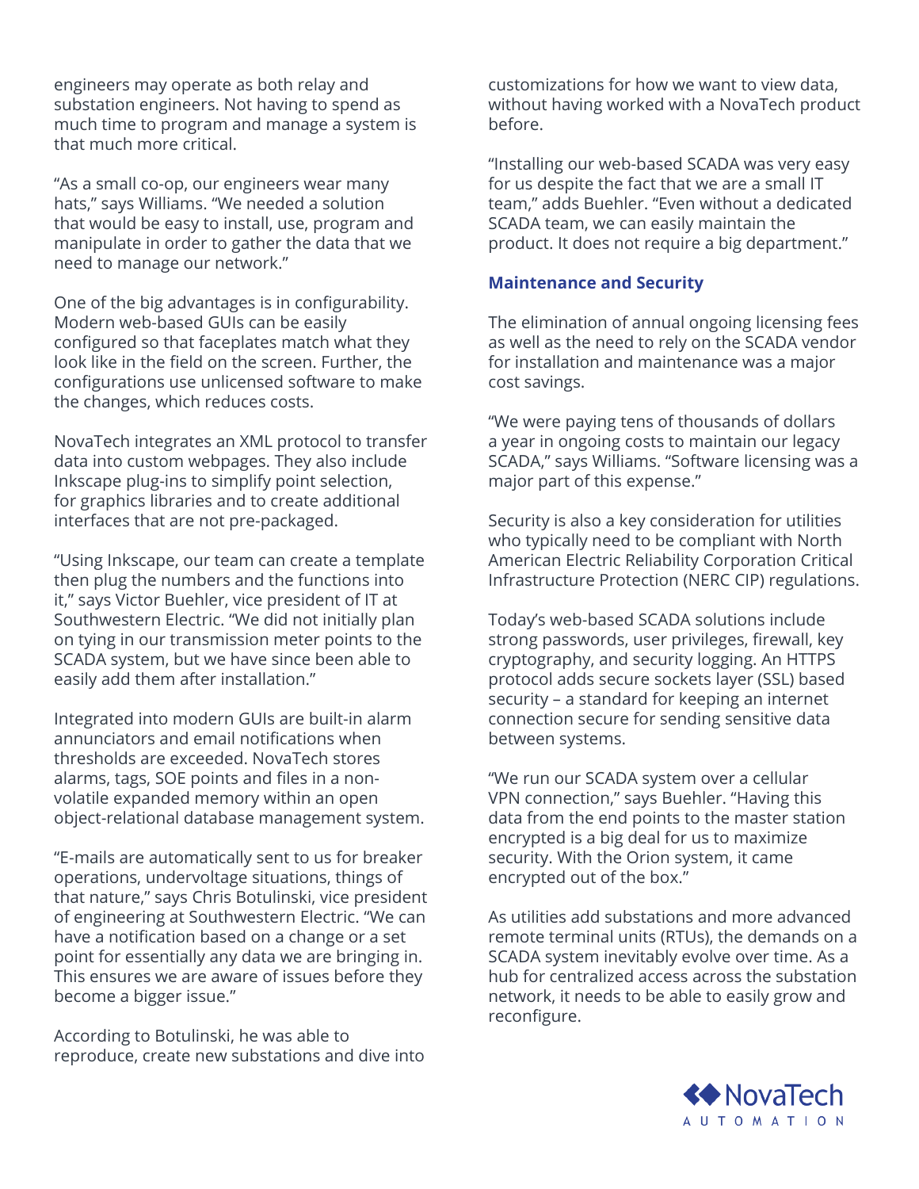engineers may operate as both relay and substation engineers. Not having to spend as much time to program and manage a system is that much more critical.

"As a small co-op, our engineers wear many hats," says Williams. "We needed a solution that would be easy to install, use, program and manipulate in order to gather the data that we need to manage our network."

One of the big advantages is in configurability. Modern web-based GUIs can be easily configured so that faceplates match what they look like in the field on the screen. Further, the configurations use unlicensed software to make the changes, which reduces costs.

NovaTech integrates an XML protocol to transfer data into custom webpages. They also include Inkscape plug-ins to simplify point selection, for graphics libraries and to create additional interfaces that are not pre-packaged.

"Using Inkscape, our team can create a template then plug the numbers and the functions into it," says Victor Buehler, vice president of IT at Southwestern Electric. "We did not initially plan on tying in our transmission meter points to the SCADA system, but we have since been able to easily add them after installation."

Integrated into modern GUIs are built-in alarm annunciators and email notifications when thresholds are exceeded. NovaTech stores alarms, tags, SOE points and files in a non-volatile expanded memory within an open object-relational database management system.

"E-mails are automatically sent to us for breaker operations, undervoltage situations, things of that nature," says Chris Botulinski, vice president of engineering at Southwestern Electric. "We can have a notification based on a change or a set point for essentially any data we are bringing in. This ensures we are aware of issues before they become a bigger issue."

According to Botulinski, he was able to reproduce, create new substations and dive into customizations for how we want to view data, without having worked with a NovaTech product before.

"Installing our web-based SCADA was very easy for us despite the fact that we are a small IT team," adds Buehler. "Even without a dedicated SCADA team, we can easily maintain the product. It does not require a big department."

### Maintenance and Security

The elimination of annual ongoing licensing fees as well as the need to rely on the SCADA vendor for installation and maintenance was a major cost savings.

"We were paying tens of thousands of dollars a year in ongoing costs to maintain our legacy SCADA," says Williams. "Software licensing was a major part of this expense."

Security is also a key consideration for utilities who typically need to be compliant with North American Electric Reliability Corporation Critical Infrastructure Protection (NERC CIP) regulations.

Today's web-based SCADA solutions include strong passwords, user privileges, firewall, key cryptography, and security logging. An HTTPS protocol adds secure sockets layer (SSL) based security – a standard for keeping an internet connection secure for sending sensitive data between systems.

"We run our SCADA system over a cellular VPN connection," says Buehler. "Having this data from the end points to the master station encrypted is a big deal for us to maximize security. With the Orion system, it came encrypted out of the box."

As utilities add substations and more advanced remote terminal units (RTUs), the demands on a SCADA system inevitably evolve over time. As a hub for centralized access across the substation network, it needs to be able to easily grow and reconfigure.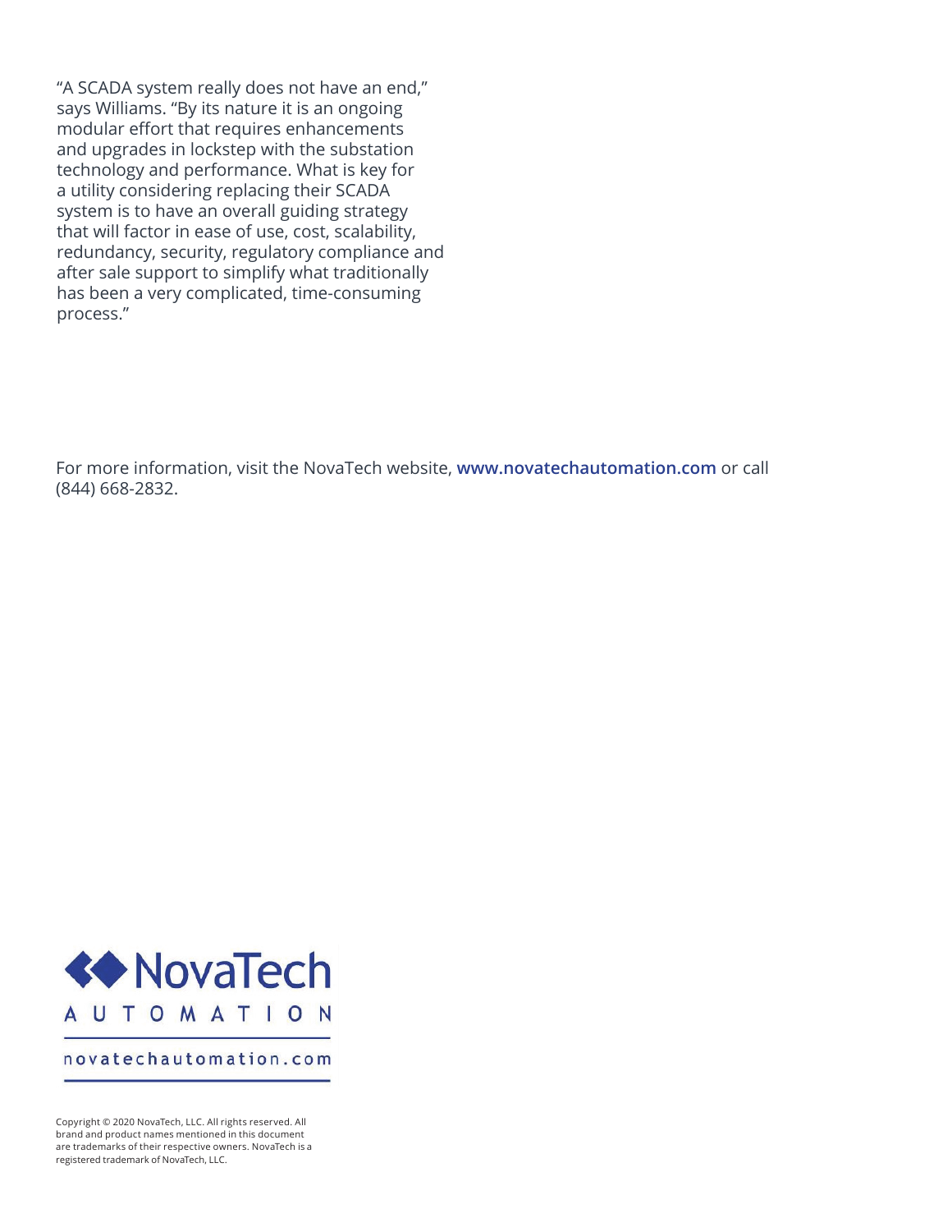"A SCADA system really does not have an end," says Williams. "By its nature it is an ongoing modular effort that requires enhancements and upgrades in lockstep with the substation technology and performance. What is key for a utility considering replacing their SCADA system is to have an overall guiding strategy that will factor in ease of use, cost, scalability, redundancy, security, regulatory compliance and after sale support to simplify what traditionally has been a very complicated, time-consuming process."

For more information, visit the NovaTech website, **www.novatechautomation.com** or call (844) 668-2832.

NovaTech AUTOMATION

novatechautomation.com

Copyright © 2020 NovaTech, LLC. All rights reserved. All brand and product names mentioned in this document are trademarks of their respective owners. NovaTech is a registered trademark of NovaTech, LLC.